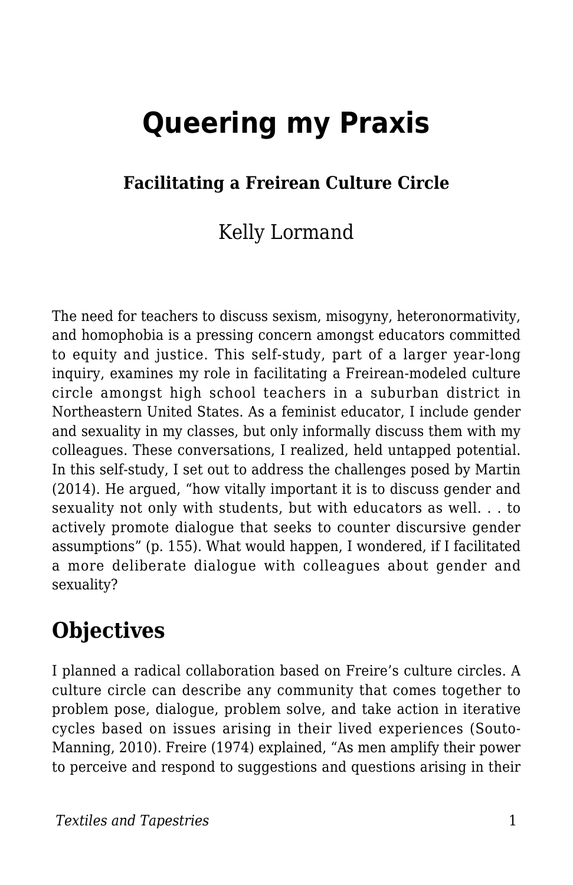# Queering my Praxis

**Facilitating a Freirean Culture Circle**

Kelly Lormand

The need for teachers to discuss sexism, misogyny, heteronormativity, and homophobia is a pressing concern amongst educators committed to equity and justice. This self-study, part of a larger year-long inquiry, examines my role in facilitating a Freirean-modeled culture circle amongst high school teachers in a suburban district in Northeastern United States. As a feminist educator, I include gender and sexuality in my classes, but only informally discuss them with my colleagues. These conversations, I realized, held untapped potential. In this self-study, I set out to address the challenges posed by Martin (2014). He argued, "how vitally important it is to discuss gender and sexuality not only with students, but with educators as well. . . to actively promote dialogue that seeks to counter discursive gender assumptions" (p. 155). What would happen, I wondered, if I facilitated a more deliberate dialogue with colleagues about gender and sexuality?

## Objectives

I planned a radical collaboration based on Freire's culture circles. A culture circle can describe any community that comes together to problem pose, dialogue, problem solve, and take action in iterative cycles based on issues arising in their lived experiences (Souto-Manning, 2010). Freire (1974) explained, "As men amplify their power to perceive and respond to suggestions and questions arising in their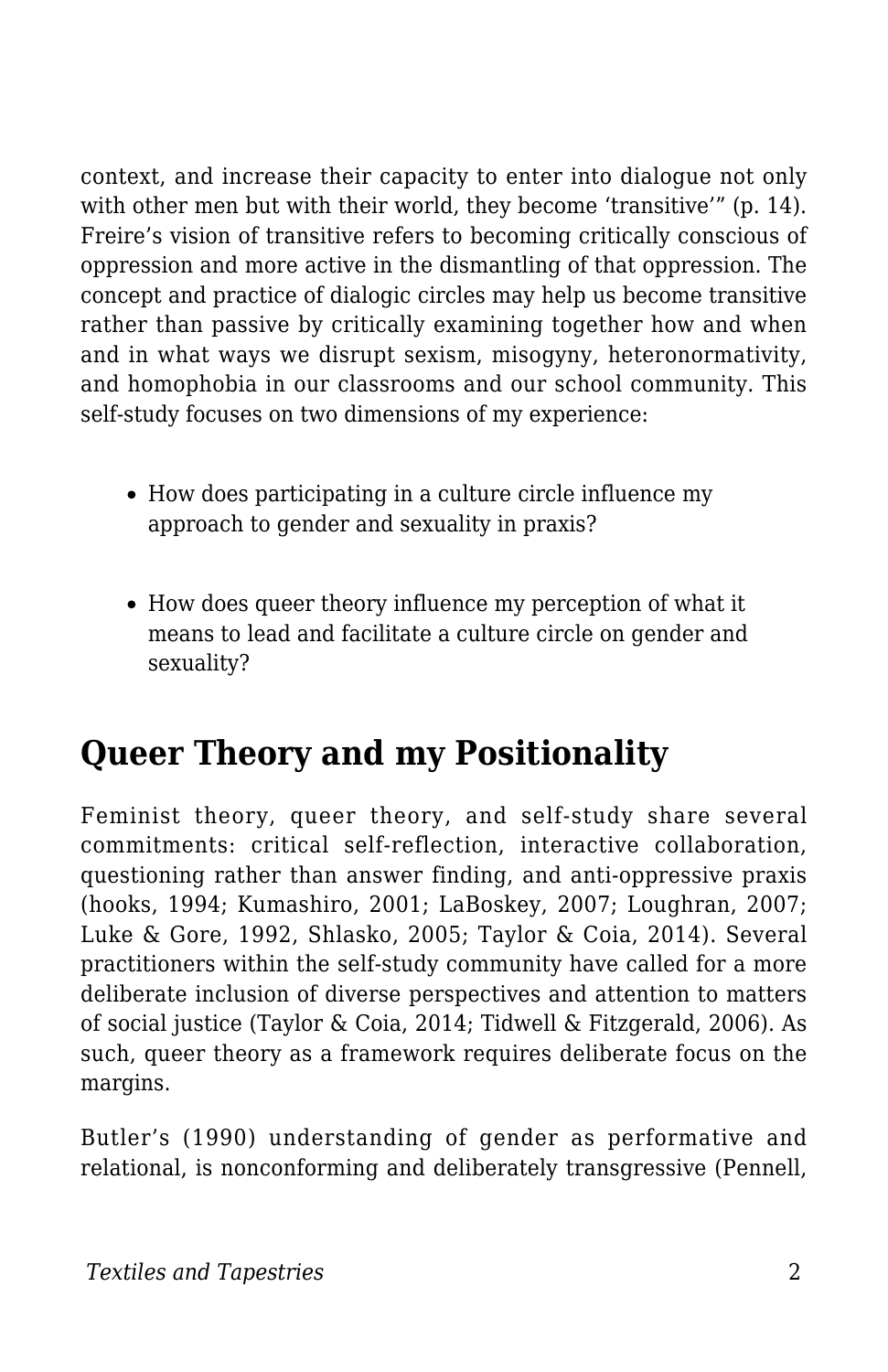context, and increase their capacity to enter into dialogue not only with other men but with their world, they become 'transitive'" (p. 14). Freire's vision of transitive refers to becoming critically conscious of oppression and more active in the dismantling of that oppression. The concept and practice of dialogic circles may help us become transitive rather than passive by critically examining together how and when and in what ways we disrupt sexism, misogyny, heteronormativity, and homophobia in our classrooms and our school community. This self-study focuses on two dimensions of my experience:

- How does participating in a culture circle influence my approach to gender and sexuality in praxis?
- How does queer theory influence my perception of what it means to lead and facilitate a culture circle on gender and sexuality?

## Queer Theory and my Positionality

Feminist theory, queer theory, and self-study share several commitments: critical self-reflection, interactive collaboration, questioning rather than answer finding, and anti-oppressive praxis (hooks, 1994; Kumashiro, 2001; LaBoskey, 2007; Loughran, 2007; Luke & Gore, 1992, Shlasko, 2005; Taylor & Coia, 2014). Several practitioners within the self-study community have called for a more deliberate inclusion of diverse perspectives and attention to matters of social justice (Taylor & Coia, 2014; Tidwell & Fitzgerald, 2006). As such, queer theory as a framework requires deliberate focus on the margins.

Butler's (1990) understanding of gender as performative and relational, is nonconforming and deliberately transgressive (Pennell,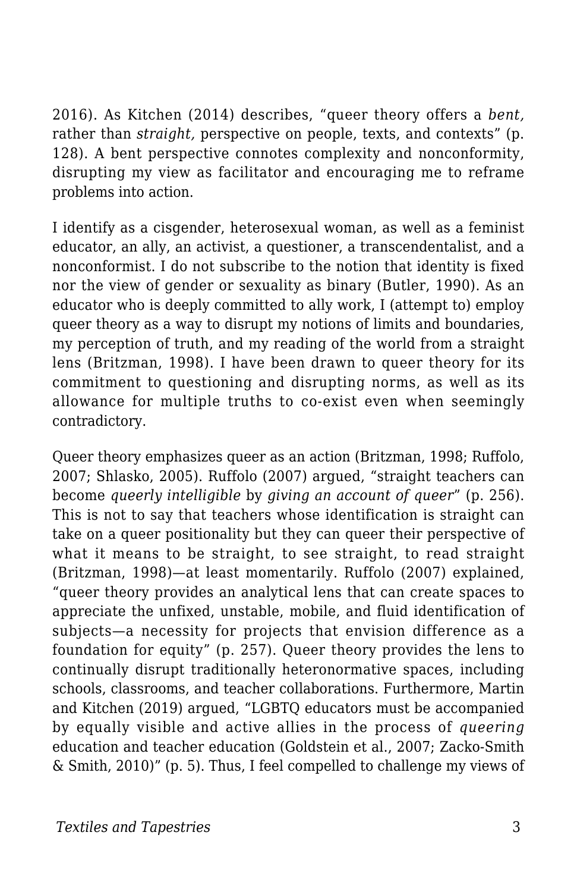2016). As Kitchen (2014) describes, "queer theory offers a *bent,* rather than *straight,* perspective on people, texts, and contexts" (p. 128). A bent perspective connotes complexity and nonconformity, disrupting my view as facilitator and encouraging me to reframe problems into action.

I identify as a cisgender, heterosexual woman, as well as a feminist educator, an ally, an activist, a questioner, a transcendentalist, and a nonconformist. I do not subscribe to the notion that identity is fixed nor the view of gender or sexuality as binary (Butler, 1990). As an educator who is deeply committed to ally work, I (attempt to) employ queer theory as a way to disrupt my notions of limits and boundaries, my perception of truth, and my reading of the world from a straight lens (Britzman, 1998). I have been drawn to queer theory for its commitment to questioning and disrupting norms, as well as its allowance for multiple truths to co-exist even when seemingly contradictory.

Queer theory emphasizes queer as an action (Britzman, 1998; Ruffolo, 2007; Shlasko, 2005). Ruffolo (2007) argued, "straight teachers can become *queerly intelligible* by *giving an account of queer*" (p. 256). This is not to say that teachers whose identification is straight can take on a queer positionality but they can queer their perspective of what it means to be straight, to see straight, to read straight (Britzman, 1998)—at least momentarily. Ruffolo (2007) explained, "queer theory provides an analytical lens that can create spaces to appreciate the unfixed, unstable, mobile, and fluid identification of subjects—a necessity for projects that envision difference as a foundation for equity" (p. 257). Queer theory provides the lens to continually disrupt traditionally heteronormative spaces, including schools, classrooms, and teacher collaborations. Furthermore, Martin and Kitchen (2019) argued, "LGBTQ educators must be accompanied by equally visible and active allies in the process of *queering* education and teacher education (Goldstein et al., 2007; Zacko-Smith & Smith, 2010)" (p. 5). Thus, I feel compelled to challenge my views of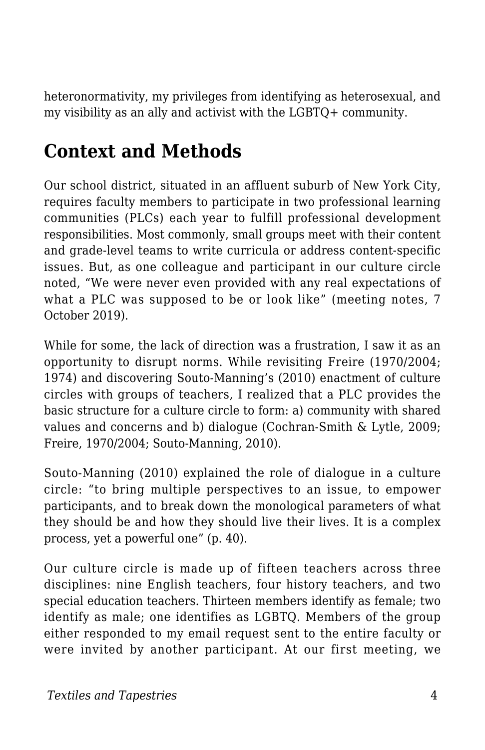heteronormativity, my privileges from identifying as heterosexual, and my visibility as an ally and activist with the LGBTQ+ community.

## Context and Methods

Our school district, situated in an affluent suburb of New York City, requires faculty members to participate in two professional learning communities (PLCs) each year to fulfill professional development responsibilities. Most commonly, small groups meet with their content and grade-level teams to write curricula or address content-specific issues. But, as one colleague and participant in our culture circle noted, "We were never even provided with any real expectations of what a PLC was supposed to be or look like" (meeting notes, 7 October 2019).

While for some, the lack of direction was a frustration, I saw it as an opportunity to disrupt norms. While revisiting Freire (1970/2004; 1974) and discovering Souto-Manning's (2010) enactment of culture circles with groups of teachers, I realized that a PLC provides the basic structure for a culture circle to form: a) community with shared values and concerns and b) dialogue (Cochran-Smith & Lytle, 2009; Freire, 1970/2004; Souto-Manning, 2010).

Souto-Manning (2010) explained the role of dialogue in a culture circle: "to bring multiple perspectives to an issue, to empower participants, and to break down the monological parameters of what they should be and how they should live their lives. It is a complex process, yet a powerful one" (p. 40).

Our culture circle is made up of fifteen teachers across three disciplines: nine English teachers, four history teachers, and two special education teachers. Thirteen members identify as female; two identify as male; one identifies as LGBTQ. Members of the group either responded to my email request sent to the entire faculty or were invited by another participant. At our first meeting, we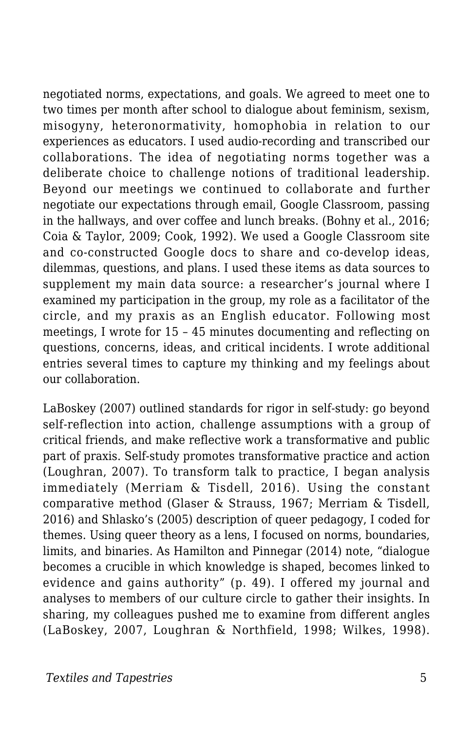negotiated norms, expectations, and goals. We agreed to meet one to two times per month after school to dialogue about feminism, sexism, misogyny, heteronormativity, homophobia in relation to our experiences as educators. I used audio-recording and transcribed our collaborations. The idea of negotiating norms together was a deliberate choice to challenge notions of traditional leadership. Beyond our meetings we continued to collaborate and further negotiate our expectations through email, Google Classroom, passing in the hallways, and over coffee and lunch breaks. (Bohny et al., 2016; Coia & Taylor, 2009; Cook, 1992). We used a Google Classroom site and co-constructed Google docs to share and co-develop ideas, dilemmas, questions, and plans. I used these items as data sources to supplement my main data source: a researcher's journal where I examined my participation in the group, my role as a facilitator of the circle, and my praxis as an English educator. Following most meetings, I wrote for 15 – 45 minutes documenting and reflecting on questions, concerns, ideas, and critical incidents. I wrote additional entries several times to capture my thinking and my feelings about our collaboration.

LaBoskey (2007) outlined standards for rigor in self-study: go beyond self-reflection into action, challenge assumptions with a group of critical friends, and make reflective work a transformative and public part of praxis. Self-study promotes transformative practice and action (Loughran, 2007). To transform talk to practice, I began analysis immediately (Merriam & Tisdell, 2016). Using the constant comparative method (Glaser & Strauss, 1967; Merriam & Tisdell, 2016) and Shlasko's (2005) description of queer pedagogy, I coded for themes. Using queer theory as a lens, I focused on norms, boundaries, limits, and binaries. As Hamilton and Pinnegar (2014) note, "dialogue becomes a crucible in which knowledge is shaped, becomes linked to evidence and gains authority" (p. 49). I offered my journal and analyses to members of our culture circle to gather their insights. In sharing, my colleagues pushed me to examine from different angles (LaBoskey, 2007, Loughran & Northfield, 1998; Wilkes, 1998).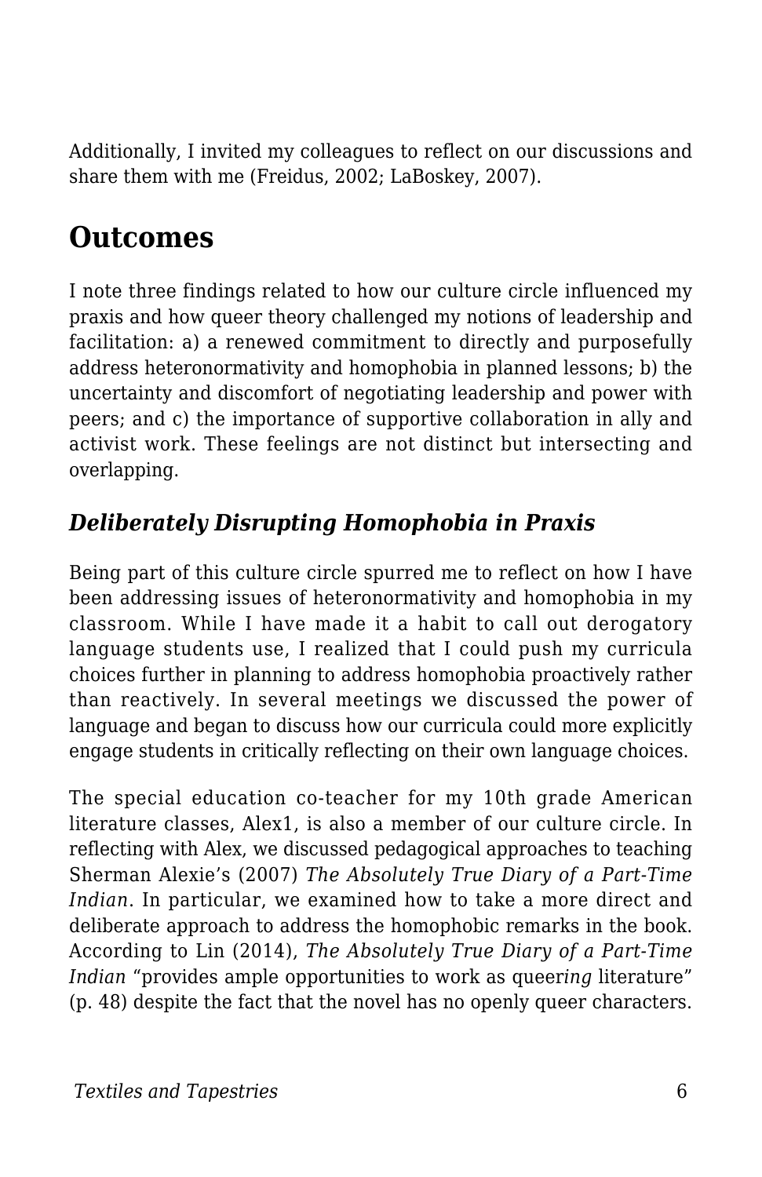Additionally, I invited my colleagues to reflect on our discussions and share them with me (Freidus, 2002; LaBoskey, 2007).

## Outcomes

I note three findings related to how our culture circle influenced my praxis and how queer theory challenged my notions of leadership and facilitation: a) a renewed commitment to directly and purposefully address heteronormativity and homophobia in planned lessons; b) the uncertainty and discomfort of negotiating leadership and power with peers; and c) the importance of supportive collaboration in ally and activist work. These feelings are not distinct but intersecting and overlapping.

### *Deliberately Disrupting Homophobia in Praxis*

Being part of this culture circle spurred me to reflect on how I have been addressing issues of heteronormativity and homophobia in my classroom. While I have made it a habit to call out derogatory language students use, I realized that I could push my curricula choices further in planning to address homophobia proactively rather than reactively. In several meetings we discussed the power of language and began to discuss how our curricula could more explicitly engage students in critically reflecting on their own language choices.

The special education co-teacher for my 10th grade American literature classes, Alex[1], is also a member of our culture circle. In reflecting with Alex, we discussed pedagogical approaches to teaching Sherman Alexie's (2007) *The Absolutely True Diary of a Part-Time Indian*. In particular, we examined how to take a more direct and deliberate approach to address the homophobic remarks in the book. According to Lin (2014), *The Absolutely True Diary of a Part-Time Indian* "provides ample opportunities to work as queer*ing* literature" (p. 48) despite the fact that the novel has no openly queer characters.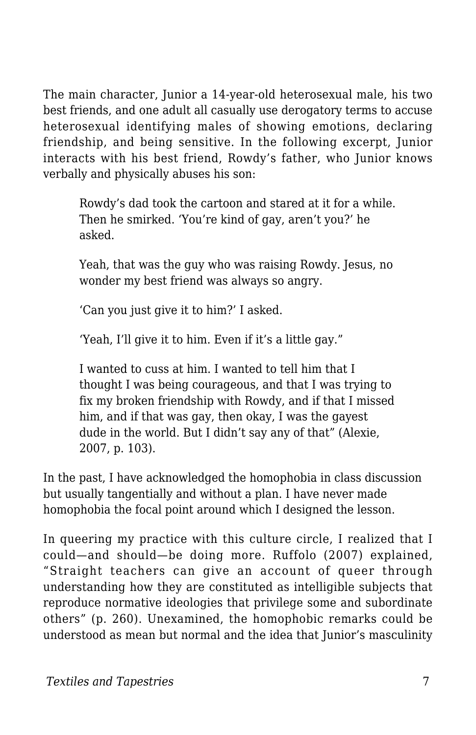The main character, Junior a 14-year-old heterosexual male, his two best friends, and one adult all casually use derogatory terms to accuse heterosexual identifying males of showing emotions, declaring friendship, and being sensitive. In the following excerpt, Junior interacts with his best friend, Rowdy's father, who Junior knows verbally and physically abuses his son:

> Rowdy's dad took the cartoon and stared at it for a while. Then he smirked. 'You're kind of gay, aren't you?' he asked.
>
> Yeah, that was the guy who was raising Rowdy. Jesus, no wonder my best friend was always so angry.
>
> 'Can you just give it to him?' I asked.
>
> 'Yeah, I'll give it to him. Even if it's a little gay."
>
> I wanted to cuss at him. I wanted to tell him that I thought I was being courageous, and that I was trying to fix my broken friendship with Rowdy, and if that I missed him, and if that was gay, then okay, I was the gayest dude in the world. But I didn't say any of that" (Alexie, 2007, p. 103).

In the past, I have acknowledged the homophobia in class discussion but usually tangentially and without a plan. I have never made homophobia the focal point around which I designed the lesson.

In queering my practice with this culture circle, I realized that I could—and should—be doing more. Ruffolo (2007) explained, "Straight teachers can give an account of queer through understanding how they are constituted as intelligible subjects that reproduce normative ideologies that privilege some and subordinate others" (p. 260). Unexamined, the homophobic remarks could be understood as mean but normal and the idea that Junior's masculinity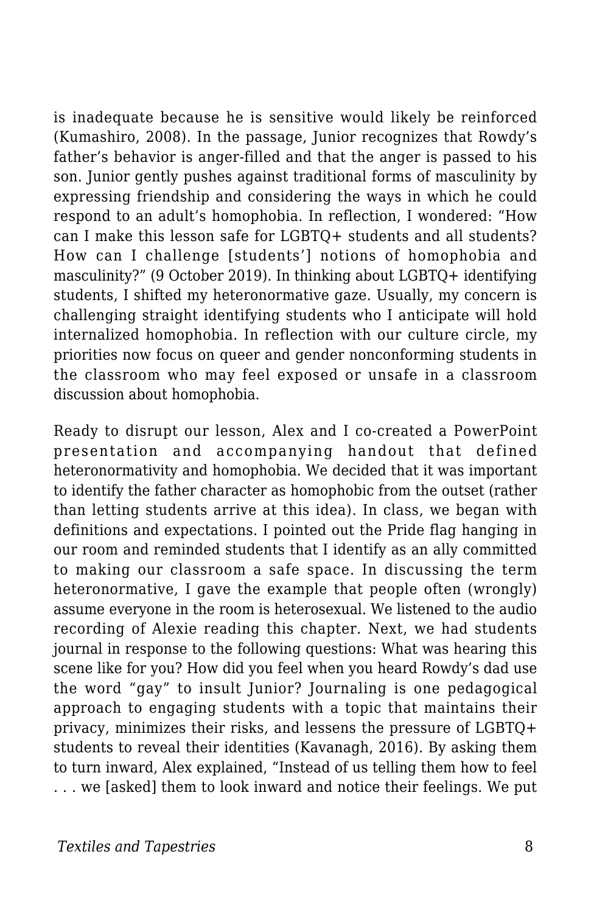is inadequate because he is sensitive would likely be reinforced (Kumashiro, 2008). In the passage, Junior recognizes that Rowdy's father's behavior is anger-filled and that the anger is passed to his son. Junior gently pushes against traditional forms of masculinity by expressing friendship and considering the ways in which he could respond to an adult's homophobia. In reflection, I wondered: "How can I make this lesson safe for LGBTQ+ students and all students? How can I challenge [students'] notions of homophobia and masculinity?" (9 October 2019). In thinking about LGBTQ+ identifying students, I shifted my heteronormative gaze. Usually, my concern is challenging straight identifying students who I anticipate will hold internalized homophobia. In reflection with our culture circle, my priorities now focus on queer and gender nonconforming students in the classroom who may feel exposed or unsafe in a classroom discussion about homophobia.

Ready to disrupt our lesson, Alex and I co-created a PowerPoint presentation and accompanying handout that defined heteronormativity and homophobia. We decided that it was important to identify the father character as homophobic from the outset (rather than letting students arrive at this idea). In class, we began with definitions and expectations. I pointed out the Pride flag hanging in our room and reminded students that I identify as an ally committed to making our classroom a safe space. In discussing the term heteronormative, I gave the example that people often (wrongly) assume everyone in the room is heterosexual. We listened to the audio recording of Alexie reading this chapter. Next, we had students journal in response to the following questions: What was hearing this scene like for you? How did you feel when you heard Rowdy's dad use the word "gay" to insult Junior? Journaling is one pedagogical approach to engaging students with a topic that maintains their privacy, minimizes their risks, and lessens the pressure of LGBTQ+ students to reveal their identities (Kavanagh, 2016). By asking them to turn inward, Alex explained, "Instead of us telling them how to feel . . . we [asked] them to look inward and notice their feelings. We put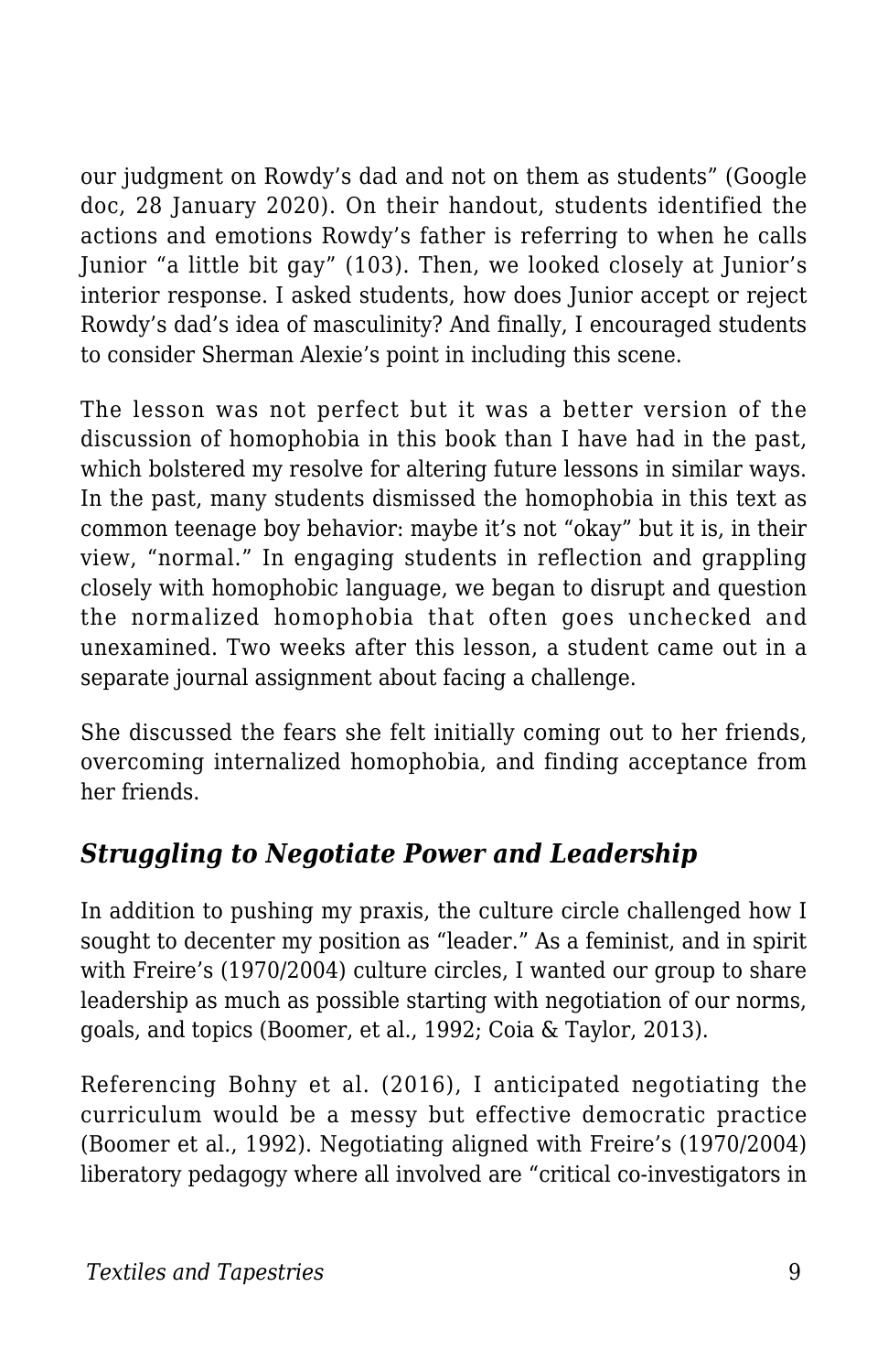our judgment on Rowdy's dad and not on them as students" (Google doc, 28 January 2020). On their handout, students identified the actions and emotions Rowdy's father is referring to when he calls Junior "a little bit gay" (103). Then, we looked closely at Junior's interior response. I asked students, how does Junior accept or reject Rowdy's dad's idea of masculinity? And finally, I encouraged students to consider Sherman Alexie's point in including this scene.

The lesson was not perfect but it was a better version of the discussion of homophobia in this book than I have had in the past, which bolstered my resolve for altering future lessons in similar ways. In the past, many students dismissed the homophobia in this text as common teenage boy behavior: maybe it's not "okay" but it is, in their view, "normal." In engaging students in reflection and grappling closely with homophobic language, we began to disrupt and question the normalized homophobia that often goes unchecked and unexamined. Two weeks after this lesson, a student came out in a separate journal assignment about facing a challenge.

She discussed the fears she felt initially coming out to her friends, overcoming internalized homophobia, and finding acceptance from her friends.

### *Struggling to Negotiate Power and Leadership*

In addition to pushing my praxis, the culture circle challenged how I sought to decenter my position as "leader." As a feminist, and in spirit with Freire's (1970/2004) culture circles, I wanted our group to share leadership as much as possible starting with negotiation of our norms, goals, and topics (Boomer, et al., 1992; Coia & Taylor, 2013).

Referencing Bohny et al. (2016), I anticipated negotiating the curriculum would be a messy but effective democratic practice (Boomer et al., 1992). Negotiating aligned with Freire's (1970/2004) liberatory pedagogy where all involved are "critical co-investigators in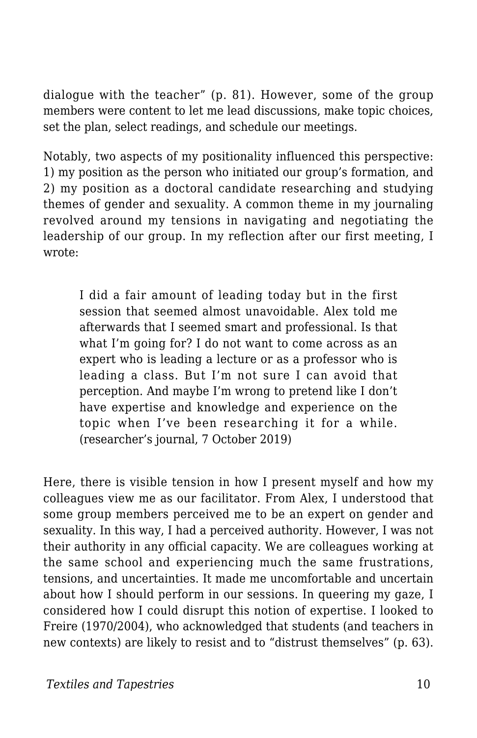dialogue with the teacher" (p. 81). However, some of the group members were content to let me lead discussions, make topic choices, set the plan, select readings, and schedule our meetings.

Notably, two aspects of my positionality influenced this perspective: 1) my position as the person who initiated our group's formation, and 2) my position as a doctoral candidate researching and studying themes of gender and sexuality. A common theme in my journaling revolved around my tensions in navigating and negotiating the leadership of our group. In my reflection after our first meeting, I wrote:

> I did a fair amount of leading today but in the first session that seemed almost unavoidable. Alex told me afterwards that I seemed smart and professional. Is that what I'm going for? I do not want to come across as an expert who is leading a lecture or as a professor who is leading a class. But I'm not sure I can avoid that perception. And maybe I'm wrong to pretend like I don't have expertise and knowledge and experience on the topic when I've been researching it for a while. (researcher's journal, 7 October 2019)

Here, there is visible tension in how I present myself and how my colleagues view me as our facilitator. From Alex, I understood that some group members perceived me to be an expert on gender and sexuality. In this way, I had a perceived authority. However, I was not their authority in any official capacity. We are colleagues working at the same school and experiencing much the same frustrations, tensions, and uncertainties. It made me uncomfortable and uncertain about how I should perform in our sessions. In queering my gaze, I considered how I could disrupt this notion of expertise. I looked to Freire (1970/2004), who acknowledged that students (and teachers in new contexts) are likely to resist and to "distrust themselves" (p. 63).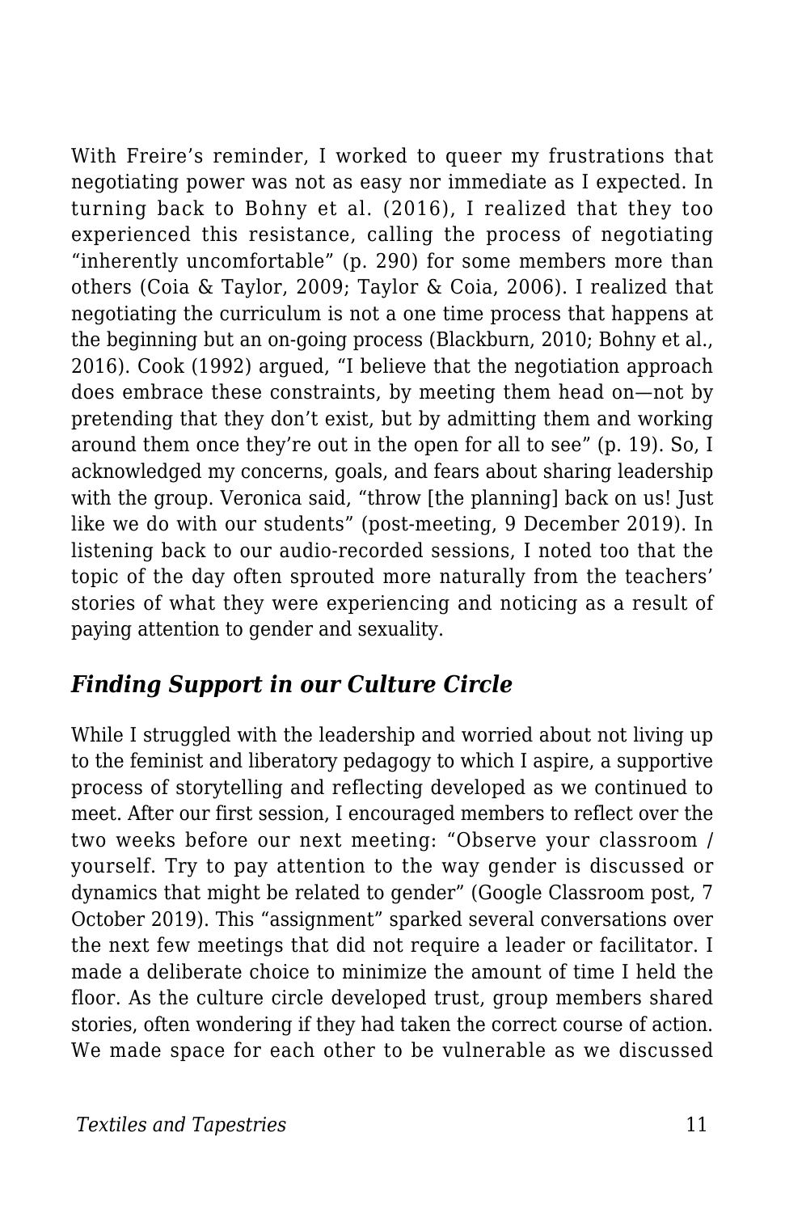With Freire's reminder, I worked to queer my frustrations that negotiating power was not as easy nor immediate as I expected. In turning back to Bohny et al. (2016), I realized that they too experienced this resistance, calling the process of negotiating "inherently uncomfortable" (p. 290) for some members more than others (Coia & Taylor, 2009; Taylor & Coia, 2006). I realized that negotiating the curriculum is not a one time process that happens at the beginning but an on-going process (Blackburn, 2010; Bohny et al., 2016). Cook (1992) argued, "I believe that the negotiation approach does embrace these constraints, by meeting them head on—not by pretending that they don't exist, but by admitting them and working around them once they're out in the open for all to see" (p. 19). So, I acknowledged my concerns, goals, and fears about sharing leadership with the group. Veronica said, "throw [the planning] back on us! Just like we do with our students" (post-meeting, 9 December 2019). In listening back to our audio-recorded sessions, I noted too that the topic of the day often sprouted more naturally from the teachers' stories of what they were experiencing and noticing as a result of paying attention to gender and sexuality.

### *Finding Support in our Culture Circle*

While I struggled with the leadership and worried about not living up to the feminist and liberatory pedagogy to which I aspire, a supportive process of storytelling and reflecting developed as we continued to meet. After our first session, I encouraged members to reflect over the two weeks before our next meeting: "Observe your classroom / yourself. Try to pay attention to the way gender is discussed or dynamics that might be related to gender" (Google Classroom post, 7 October 2019). This "assignment" sparked several conversations over the next few meetings that did not require a leader or facilitator. I made a deliberate choice to minimize the amount of time I held the floor. As the culture circle developed trust, group members shared stories, often wondering if they had taken the correct course of action. We made space for each other to be vulnerable as we discussed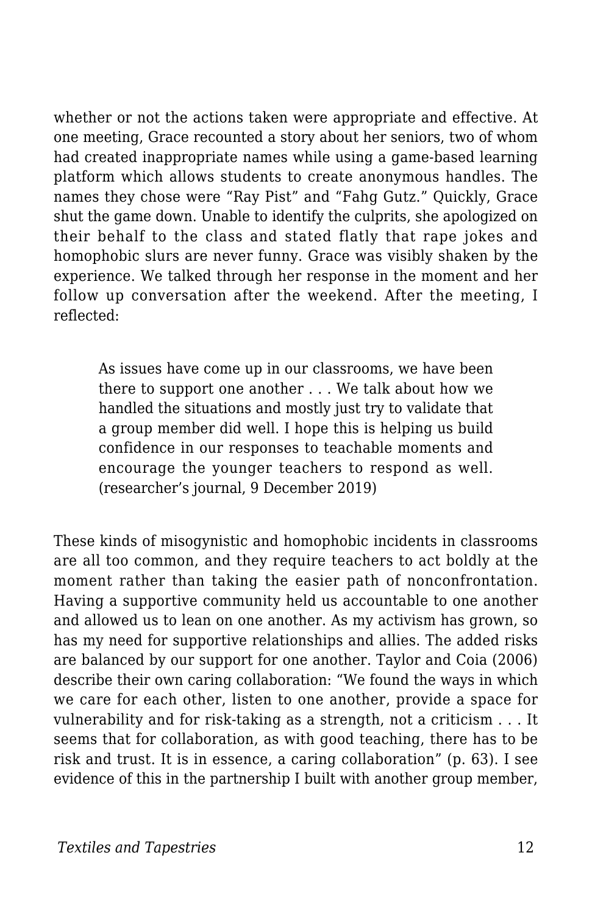whether or not the actions taken were appropriate and effective. At one meeting, Grace recounted a story about her seniors, two of whom had created inappropriate names while using a game-based learning platform which allows students to create anonymous handles. The names they chose were "Ray Pist" and "Fahg Gutz." Quickly, Grace shut the game down. Unable to identify the culprits, she apologized on their behalf to the class and stated flatly that rape jokes and homophobic slurs are never funny. Grace was visibly shaken by the experience. We talked through her response in the moment and her follow up conversation after the weekend. After the meeting, I reflected:

> As issues have come up in our classrooms, we have been there to support one another . . . We talk about how we handled the situations and mostly just try to validate that a group member did well. I hope this is helping us build confidence in our responses to teachable moments and encourage the younger teachers to respond as well. (researcher's journal, 9 December 2019)

These kinds of misogynistic and homophobic incidents in classrooms are all too common, and they require teachers to act boldly at the moment rather than taking the easier path of nonconfrontation. Having a supportive community held us accountable to one another and allowed us to lean on one another. As my activism has grown, so has my need for supportive relationships and allies. The added risks are balanced by our support for one another. Taylor and Coia (2006) describe their own caring collaboration: "We found the ways in which we care for each other, listen to one another, provide a space for vulnerability and for risk-taking as a strength, not a criticism . . . It seems that for collaboration, as with good teaching, there has to be risk and trust. It is in essence, a caring collaboration" (p. 63). I see evidence of this in the partnership I built with another group member,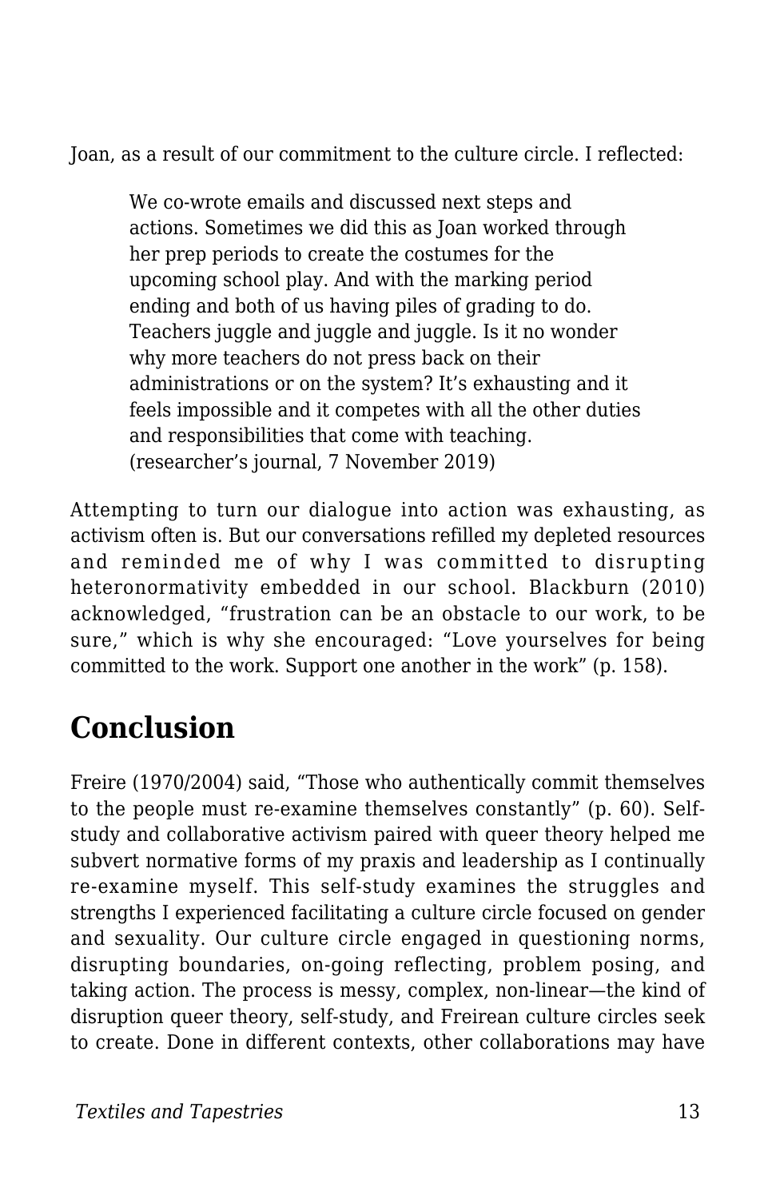Joan, as a result of our commitment to the culture circle. I reflected:

> We co-wrote emails and discussed next steps and actions. Sometimes we did this as Joan worked through her prep periods to create the costumes for the upcoming school play. And with the marking period ending and both of us having piles of grading to do. Teachers juggle and juggle and juggle. Is it no wonder why more teachers do not press back on their administrations or on the system? It's exhausting and it feels impossible and it competes with all the other duties and responsibilities that come with teaching. (researcher's journal, 7 November 2019)

Attempting to turn our dialogue into action was exhausting, as activism often is. But our conversations refilled my depleted resources and reminded me of why I was committed to disrupting heteronormativity embedded in our school. Blackburn (2010) acknowledged, "frustration can be an obstacle to our work, to be sure," which is why she encouraged: "Love yourselves for being committed to the work. Support one another in the work" (p. 158).

## Conclusion

Freire (1970/2004) said, "Those who authentically commit themselves to the people must re-examine themselves constantly" (p. 60). Self-study and collaborative activism paired with queer theory helped me subvert normative forms of my praxis and leadership as I continually re-examine myself. This self-study examines the struggles and strengths I experienced facilitating a culture circle focused on gender and sexuality. Our culture circle engaged in questioning norms, disrupting boundaries, on-going reflecting, problem posing, and taking action. The process is messy, complex, non-linear—the kind of disruption queer theory, self-study, and Freirean culture circles seek to create. Done in different contexts, other collaborations may have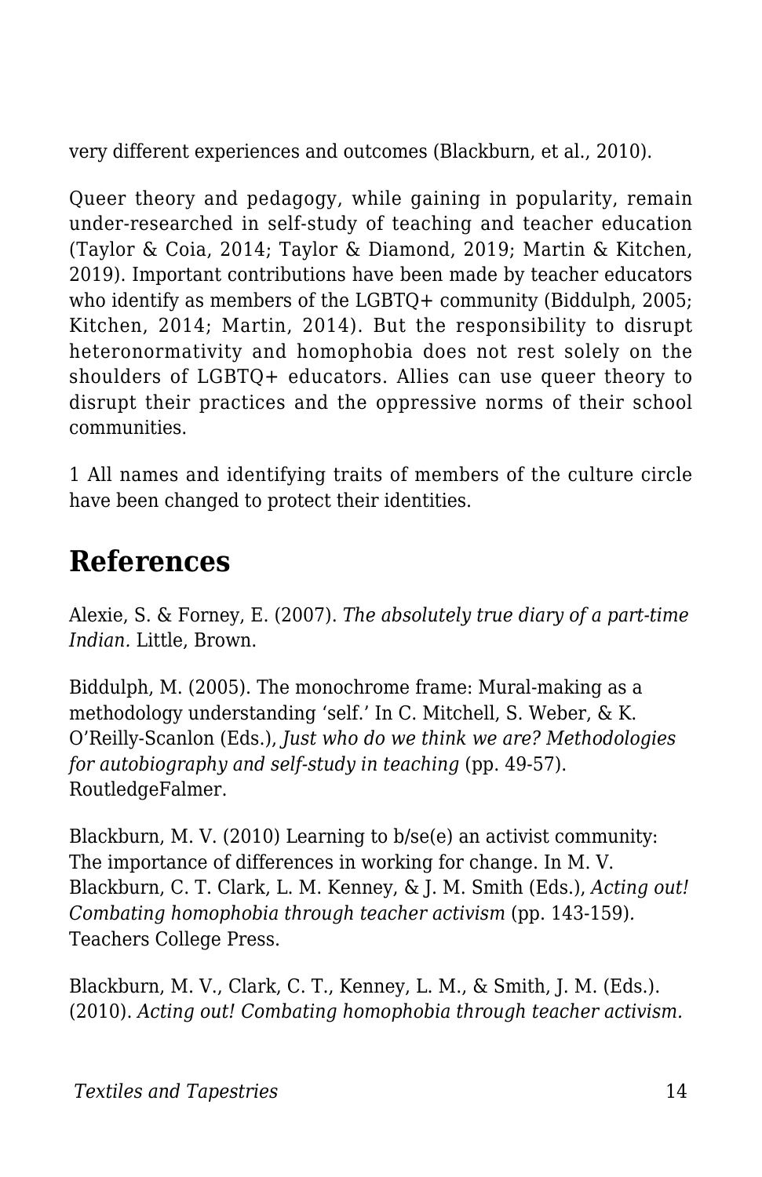very different experiences and outcomes (Blackburn, et al., 2010).

Queer theory and pedagogy, while gaining in popularity, remain under-researched in self-study of teaching and teacher education (Taylor & Coia, 2014; Taylor & Diamond, 2019; Martin & Kitchen, 2019). Important contributions have been made by teacher educators who identify as members of the LGBTQ+ community (Biddulph, 2005; Kitchen, 2014; Martin, 2014). But the responsibility to disrupt heteronormativity and homophobia does not rest solely on the shoulders of LGBTQ+ educators. Allies can use queer theory to disrupt their practices and the oppressive norms of their school communities.

1 All names and identifying traits of members of the culture circle have been changed to protect their identities.

## References

Alexie, S. & Forney, E. (2007). *The absolutely true diary of a part-time Indian.* Little, Brown.

Biddulph, M. (2005). The monochrome frame: Mural-making as a methodology understanding 'self.' In C. Mitchell, S. Weber, & K. O'Reilly-Scanlon (Eds.), *Just who do we think we are? Methodologies for autobiography and self-study in teaching* (pp. 49-57). RoutledgeFalmer.

Blackburn, M. V. (2010) Learning to b/se(e) an activist community: The importance of differences in working for change. In M. V. Blackburn, C. T. Clark, L. M. Kenney, & J. M. Smith (Eds.), *Acting out! Combating homophobia through teacher activism* (pp. 143-159). Teachers College Press.

Blackburn, M. V., Clark, C. T., Kenney, L. M., & Smith, J. M. (Eds.). (2010). *Acting out! Combating homophobia through teacher activism.*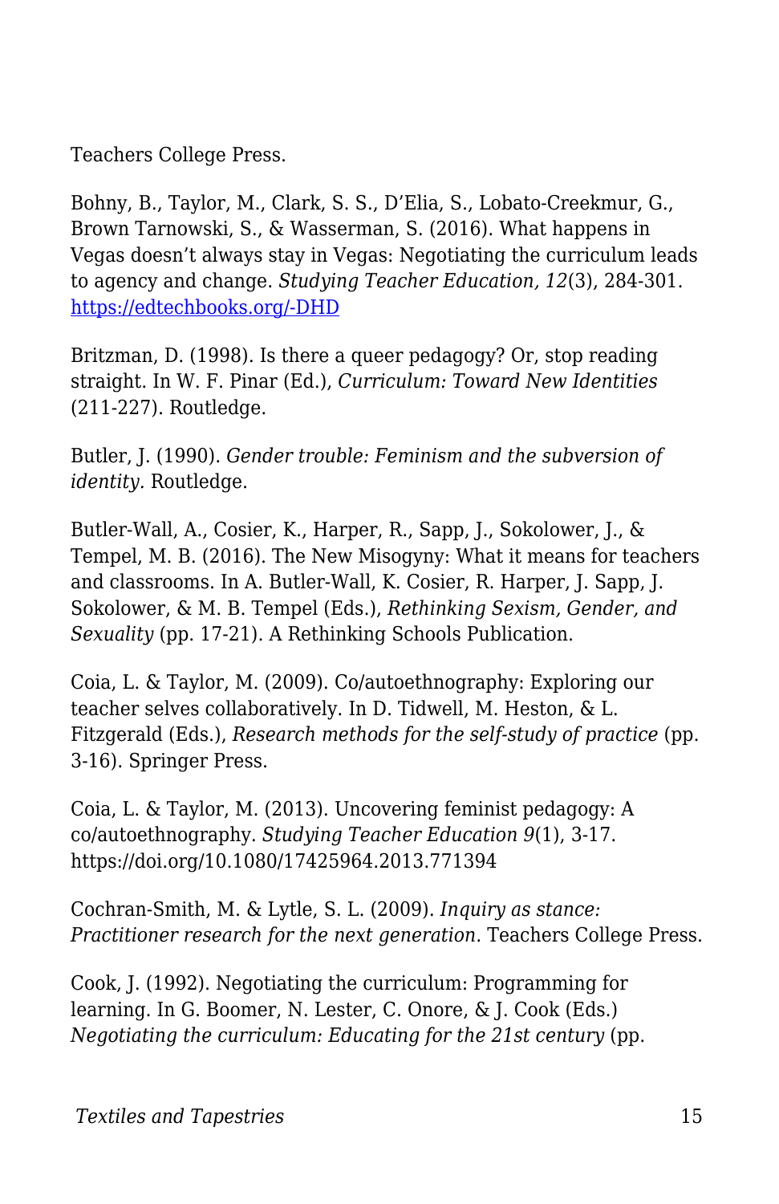Teachers College Press.

Bohny, B., Taylor, M., Clark, S. S., D'Elia, S., Lobato-Creekmur, G., Brown Tarnowski, S., & Wasserman, S. (2016). What happens in Vegas doesn't always stay in Vegas: Negotiating the curriculum leads to agency and change. *Studying Teacher Education, 12*(3), 284-301. [https://edtechbooks.org/-DHD](https://edtechbooks.org/-DHD)

Britzman, D. (1998). Is there a queer pedagogy? Or, stop reading straight. In W. F. Pinar (Ed.), *Curriculum: Toward New Identities* (211-227). Routledge.

Butler, J. (1990). *Gender trouble: Feminism and the subversion of identity.* Routledge.

Butler-Wall, A., Cosier, K., Harper, R., Sapp, J., Sokolower, J., & Tempel, M. B. (2016). The New Misogyny: What it means for teachers and classrooms. In A. Butler-Wall, K. Cosier, R. Harper, J. Sapp, J. Sokolower, & M. B. Tempel (Eds.), *Rethinking Sexism, Gender, and Sexuality* (pp. 17-21). A Rethinking Schools Publication.

Coia, L. & Taylor, M. (2009). Co/autoethnography: Exploring our teacher selves collaboratively. In D. Tidwell, M. Heston, & L. Fitzgerald (Eds.), *Research methods for the self-study of practice* (pp. 3-16). Springer Press.

Coia, L. & Taylor, M. (2013). Uncovering feminist pedagogy: A co/autoethnography. *Studying Teacher Education 9*(1), 3-17. https://doi.org/10.1080/17425964.2013.771394

Cochran-Smith, M. & Lytle, S. L. (2009). *Inquiry as stance: Practitioner research for the next generation*. Teachers College Press.

Cook, J. (1992). Negotiating the curriculum: Programming for learning. In G. Boomer, N. Lester, C. Onore, & J. Cook (Eds.) *Negotiating the curriculum: Educating for the 21st century* (pp.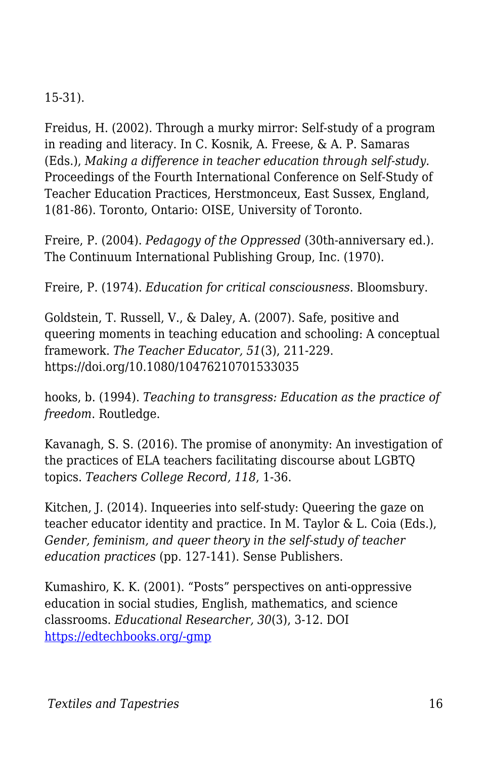15-31).

Freidus, H. (2002). Through a murky mirror: Self-study of a program in reading and literacy. In C. Kosnik, A. Freese, & A. P. Samaras (Eds.), *Making a difference in teacher education through self-study.* Proceedings of the Fourth International Conference on Self-Study of Teacher Education Practices, Herstmonceux, East Sussex, England, 1(81-86). Toronto, Ontario: OISE, University of Toronto.

Freire, P. (2004). *Pedagogy of the Oppressed* (30th-anniversary ed.). The Continuum International Publishing Group, Inc. (1970).

Freire, P. (1974). *Education for critical consciousness*. Bloomsbury.

Goldstein, T. Russell, V., & Daley, A. (2007). Safe, positive and queering moments in teaching education and schooling: A conceptual framework. *The Teacher Educator, 51*(3), 211-229. https://doi.org/10.1080/10476210701533035

hooks, b. (1994). *Teaching to transgress: Education as the practice of freedom*. Routledge.

Kavanagh, S. S. (2016). The promise of anonymity: An investigation of the practices of ELA teachers facilitating discourse about LGBTQ topics. *Teachers College Record, 118*, 1-36.

Kitchen, J. (2014). Inqueeries into self-study: Queering the gaze on teacher educator identity and practice. In M. Taylor & L. Coia (Eds.), *Gender, feminism, and queer theory in the self-study of teacher education practices* (pp. 127-141). Sense Publishers.

Kumashiro, K. K. (2001). "Posts" perspectives on anti-oppressive education in social studies, English, mathematics, and science classrooms. *Educational Researcher, 30*(3), 3-12. DOI [https://edtechbooks.org/-gmp](https://edtechbooks.org/-gmp)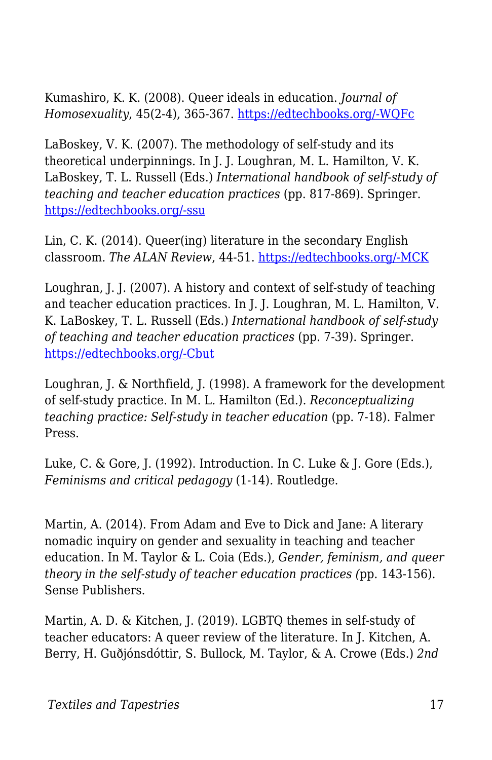Kumashiro, K. K. (2008). Queer ideals in education. *Journal of Homosexuality*, 45(2-4), 365-367. [https://edtechbooks.org/-WQFc](https://edtechbooks.org/-WQFc)

LaBoskey, V. K. (2007). The methodology of self-study and its theoretical underpinnings. In J. J. Loughran, M. L. Hamilton, V. K. LaBoskey, T. L. Russell (Eds.) *International handbook of self-study of teaching and teacher education practices* (pp. 817-869). Springer. [https://edtechbooks.org/-ssu](https://edtechbooks.org/-ssu)

Lin, C. K. (2014). Queer(ing) literature in the secondary English classroom. *The ALAN Review*, 44-51. [https://edtechbooks.org/-MCK](https://edtechbooks.org/-MCK)

Loughran, J. J. (2007). A history and context of self-study of teaching and teacher education practices. In J. J. Loughran, M. L. Hamilton, V. K. LaBoskey, T. L. Russell (Eds.) *International handbook of self-study of teaching and teacher education practices* (pp. 7-39). Springer. [https://edtechbooks.org/-Cbut](https://edtechbooks.org/-Cbut)

Loughran, J. & Northfield, J. (1998). A framework for the development of self-study practice. In M. L. Hamilton (Ed.). *Reconceptualizing teaching practice: Self-study in teacher education* (pp. 7-18). Falmer Press.

Luke, C. & Gore, J. (1992). Introduction. In C. Luke & J. Gore (Eds.), *Feminisms and critical pedagogy* (1-14). Routledge.

Martin, A. (2014). From Adam and Eve to Dick and Jane: A literary nomadic inquiry on gender and sexuality in teaching and teacher education. In M. Taylor & L. Coia (Eds.), *Gender, feminism, and queer theory in the self-study of teacher education practices (*pp. 143-156). Sense Publishers.

Martin, A. D. & Kitchen, J. (2019). LGBTQ themes in self-study of teacher educators: A queer review of the literature. In J. Kitchen, A. Berry, H. Guðjónsdóttir, S. Bullock, M. Taylor, & A. Crowe (Eds.) *2nd*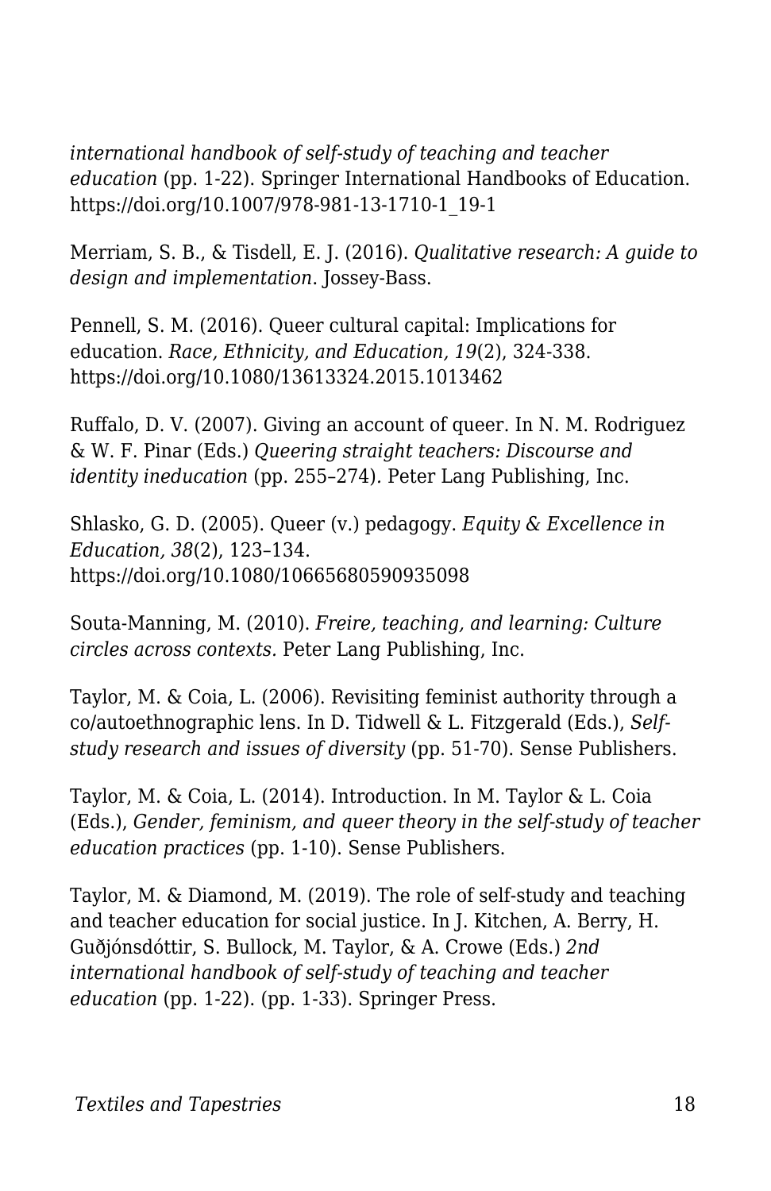*international handbook of self-study of teaching and teacher education* (pp. 1-22). Springer International Handbooks of Education. https://doi.org/10.1007/978-981-13-1710-1_19-1

Merriam, S. B., & Tisdell, E. J. (2016). *Qualitative research: A guide to design and implementation*. Jossey-Bass.

Pennell, S. M. (2016). Queer cultural capital: Implications for education. *Race, Ethnicity, and Education, 19*(2), 324-338. https://doi.org/10.1080/13613324.2015.1013462

Ruffalo, D. V. (2007). Giving an account of queer. In N. M. Rodriguez & W. F. Pinar (Eds.) *Queering straight teachers: Discourse and identity ineducation* (pp. 255–274). Peter Lang Publishing, Inc.

Shlasko, G. D. (2005). Queer (v.) pedagogy. *Equity & Excellence in Education, 38*(2), 123–134. https://doi.org/10.1080/10665680590935098

Souta-Manning, M. (2010). *Freire, teaching, and learning: Culture circles across contexts.* Peter Lang Publishing, Inc.

Taylor, M. & Coia, L. (2006). Revisiting feminist authority through a co/autoethnographic lens. In D. Tidwell & L. Fitzgerald (Eds.), *Self-study research and issues of diversity* (pp. 51-70). Sense Publishers.

Taylor, M. & Coia, L. (2014). Introduction. In M. Taylor & L. Coia (Eds.), *Gender, feminism, and queer theory in the self-study of teacher education practices* (pp. 1-10). Sense Publishers.

Taylor, M. & Diamond, M. (2019). The role of self-study and teaching and teacher education for social justice. In J. Kitchen, A. Berry, H. Guðjónsdóttir, S. Bullock, M. Taylor, & A. Crowe (Eds.) *2nd international handbook of self-study of teaching and teacher education* (pp. 1-22). (pp. 1-33). Springer Press.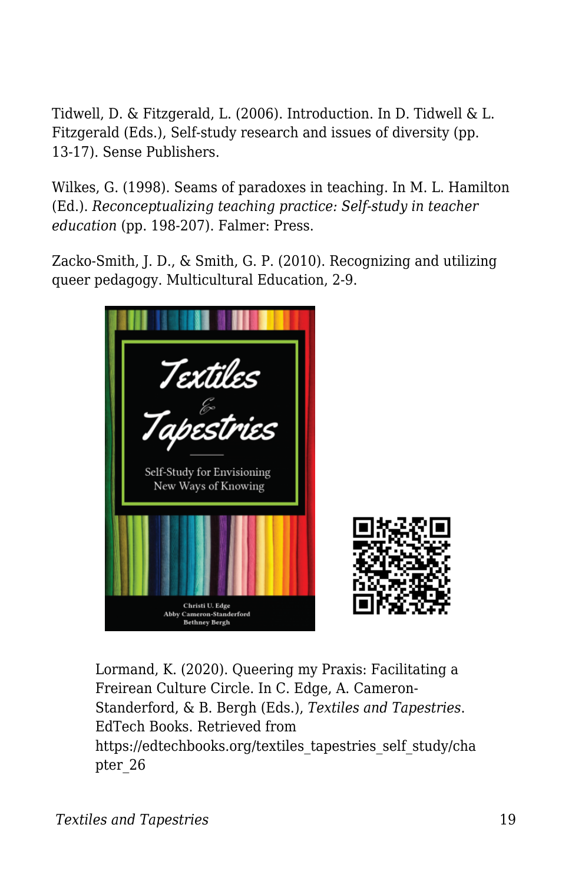Tidwell, D. & Fitzgerald, L. (2006). Introduction. In D. Tidwell & L. Fitzgerald (Eds.), Self-study research and issues of diversity (pp. 13-17). Sense Publishers.

Wilkes, G. (1998). Seams of paradoxes in teaching. In M. L. Hamilton (Ed.). *Reconceptualizing teaching practice: Self-study in teacher education* (pp. 198-207). Falmer: Press.

Zacko-Smith, J. D., & Smith, G. P. (2010). Recognizing and utilizing queer pedagogy. Multicultural Education, 2-9.

Lormand, K. (2020). Queering my Praxis: Facilitating a Freirean Culture Circle. In C. Edge, A. Cameron-Standerford, & B. Bergh (Eds.), *Textiles and Tapestries*. EdTech Books. Retrieved from https://edtechbooks.org/textiles_tapestries_self_study/chapter_26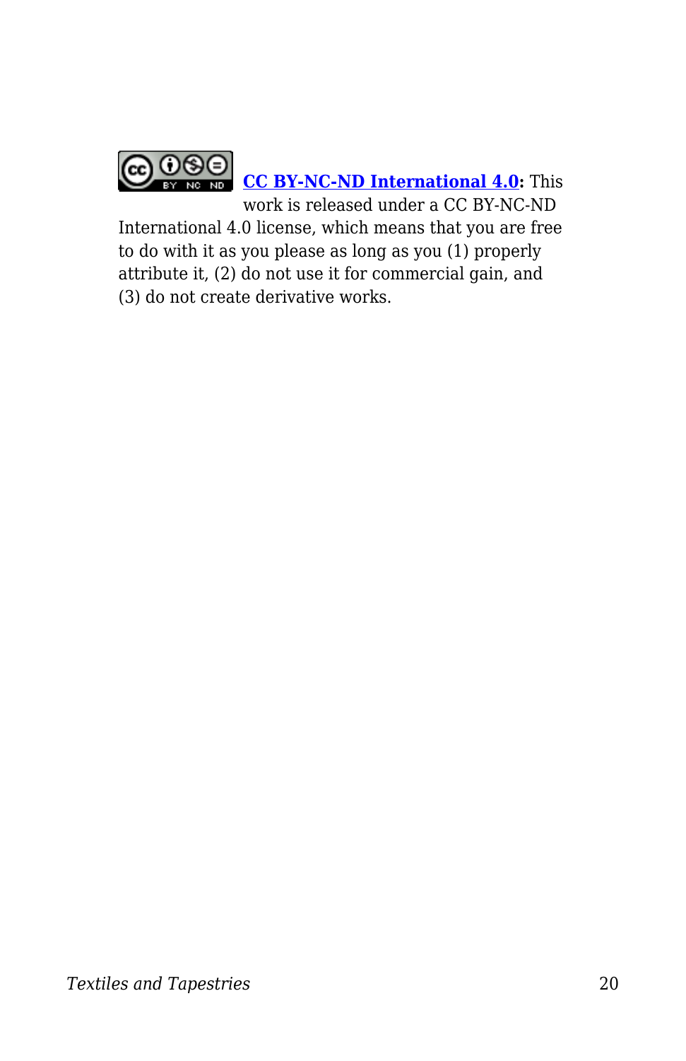**CC BY-NC-ND International 4.0:** This work is released under a CC BY-NC-ND International 4.0 license, which means that you are free to do with it as you please as long as you (1) properly attribute it, (2) do not use it for commercial gain, and (3) do not create derivative works.